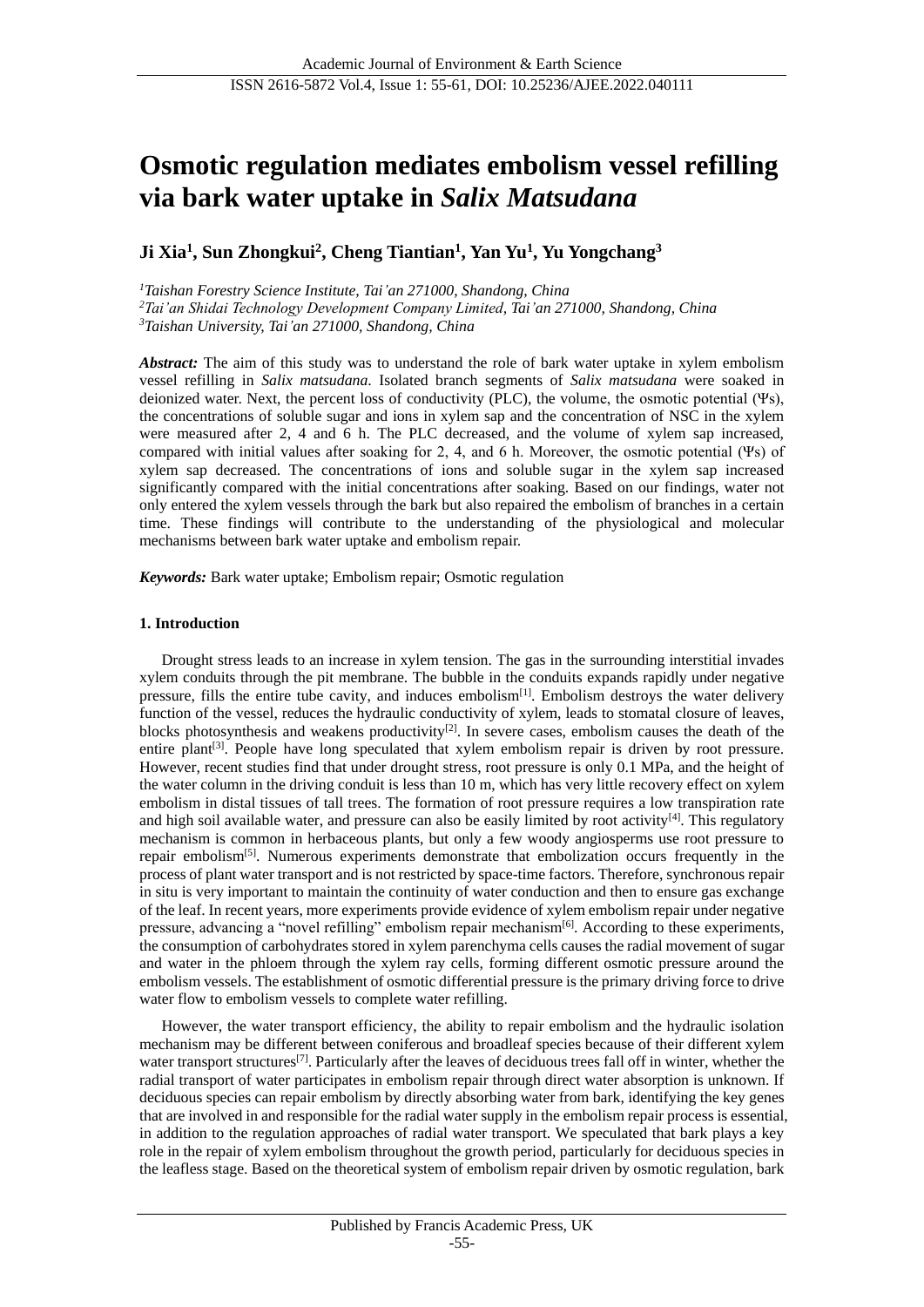# Osmotic regulation mediates embolism vessel refilling via bark water uptake in *Salix Matsudana*

**Ji Xia[1], Sun Zhongkui[2], Cheng Tiantian[1], Yan Yu[1], Yu Yongchang[3]**

*[1]Taishan Forestry Science Institute, Tai'an 271000, Shandong, China*
*[2]Tai'an Shidai Technology Development Company Limited, Tai'an 271000, Shandong, China*
*[3]Taishan University, Tai'an 271000, Shandong, China*

***Abstract:*** The aim of this study was to understand the role of bark water uptake in xylem embolism vessel refilling in *Salix matsudana*. Isolated branch segments of *Salix matsudana* were soaked in deionized water. Next, the percent loss of conductivity (PLC), the volume, the osmotic potential ($\Psi s$), the concentrations of soluble sugar and ions in xylem sap and the concentration of NSC in the xylem were measured after 2, 4 and 6 h. The PLC decreased, and the volume of xylem sap increased, compared with initial values after soaking for 2, 4, and 6 h. Moreover, the osmotic potential ($\Psi s$) of xylem sap decreased. The concentrations of ions and soluble sugar in the xylem sap increased significantly compared with the initial concentrations after soaking. Based on our findings, water not only entered the xylem vessels through the bark but also repaired the embolism of branches in a certain time. These findings will contribute to the understanding of the physiological and molecular mechanisms between bark water uptake and embolism repair.

***Keywords:*** Bark water uptake; Embolism repair; Osmotic regulation

## 1. Introduction

Drought stress leads to an increase in xylem tension. The gas in the surrounding interstitial invades xylem conduits through the pit membrane. The bubble in the conduits expands rapidly under negative pressure, fills the entire tube cavity, and induces embolism[1]. Embolism destroys the water delivery function of the vessel, reduces the hydraulic conductivity of xylem, leads to stomatal closure of leaves, blocks photosynthesis and weakens productivity[2]. In severe cases, embolism causes the death of the entire plant[3]. People have long speculated that xylem embolism repair is driven by root pressure. However, recent studies find that under drought stress, root pressure is only 0.1 MPa, and the height of the water column in the driving conduit is less than 10 m, which has very little recovery effect on xylem embolism in distal tissues of tall trees. The formation of root pressure requires a low transpiration rate and high soil available water, and pressure can also be easily limited by root activity[4]. This regulatory mechanism is common in herbaceous plants, but only a few woody angiosperms use root pressure to repair embolism[5]. Numerous experiments demonstrate that embolization occurs frequently in the process of plant water transport and is not restricted by space-time factors. Therefore, synchronous repair in situ is very important to maintain the continuity of water conduction and then to ensure gas exchange of the leaf. In recent years, more experiments provide evidence of xylem embolism repair under negative pressure, advancing a "novel refilling" embolism repair mechanism[6]. According to these experiments, the consumption of carbohydrates stored in xylem parenchyma cells causes the radial movement of sugar and water in the phloem through the xylem ray cells, forming different osmotic pressure around the embolism vessels. The establishment of osmotic differential pressure is the primary driving force to drive water flow to embolism vessels to complete water refilling.

However, the water transport efficiency, the ability to repair embolism and the hydraulic isolation mechanism may be different between coniferous and broadleaf species because of their different xylem water transport structures[7]. Particularly after the leaves of deciduous trees fall off in winter, whether the radial transport of water participates in embolism repair through direct water absorption is unknown. If deciduous species can repair embolism by directly absorbing water from bark, identifying the key genes that are involved in and responsible for the radial water supply in the embolism repair process is essential, in addition to the regulation approaches of radial water transport. We speculated that bark plays a key role in the repair of xylem embolism throughout the growth period, particularly for deciduous species in the leafless stage. Based on the theoretical system of embolism repair driven by osmotic regulation, bark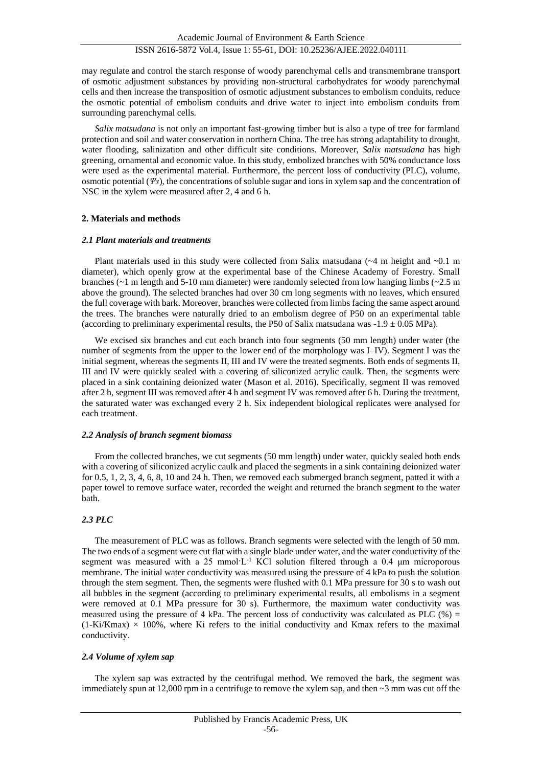may regulate and control the starch response of woody parenchymal cells and transmembrane transport of osmotic adjustment substances by providing non-structural carbohydrates for woody parenchymal cells and then increase the transposition of osmotic adjustment substances to embolism conduits, reduce the osmotic potential of embolism conduits and drive water to inject into embolism conduits from surrounding parenchymal cells.

*Salix matsudana* is not only an important fast-growing timber but is also a type of tree for farmland protection and soil and water conservation in northern China. The tree has strong adaptability to drought, water flooding, salinization and other difficult site conditions. Moreover, *Salix matsudana* has high greening, ornamental and economic value. In this study, embolized branches with 50% conductance loss were used as the experimental material. Furthermore, the percent loss of conductivity (PLC), volume, osmotic potential ($\Psi s$), the concentrations of soluble sugar and ions in xylem sap and the concentration of NSC in the xylem were measured after 2, 4 and 6 h.

## 2. Materials and methods

### 2.1 Plant materials and treatments

Plant materials used in this study were collected from Salix matsudana (~4 m height and ~0.1 m diameter), which openly grow at the experimental base of the Chinese Academy of Forestry. Small branches (~1 m length and 5-10 mm diameter) were randomly selected from low hanging limbs (~2.5 m above the ground). The selected branches had over 30 cm long segments with no leaves, which ensured the full coverage with bark. Moreover, branches were collected from limbs facing the same aspect around the trees. The branches were naturally dried to an embolism degree of P50 on an experimental table (according to preliminary experimental results, the P50 of Salix matsudana was -1.9 ± 0.05 MPa).

We excised six branches and cut each branch into four segments (50 mm length) under water (the number of segments from the upper to the lower end of the morphology was I–IV). Segment I was the initial segment, whereas the segments II, III and IV were the treated segments. Both ends of segments II, III and IV were quickly sealed with a covering of siliconized acrylic caulk. Then, the segments were placed in a sink containing deionized water (Mason et al. 2016). Specifically, segment II was removed after 2 h, segment III was removed after 4 h and segment IV was removed after 6 h. During the treatment, the saturated water was exchanged every 2 h. Six independent biological replicates were analysed for each treatment.

### 2.2 Analysis of branch segment biomass

From the collected branches, we cut segments (50 mm length) under water, quickly sealed both ends with a covering of siliconized acrylic caulk and placed the segments in a sink containing deionized water for 0.5, 1, 2, 3, 4, 6, 8, 10 and 24 h. Then, we removed each submerged branch segment, patted it with a paper towel to remove surface water, recorded the weight and returned the branch segment to the water bath.

### 2.3 PLC

The measurement of PLC was as follows. Branch segments were selected with the length of 50 mm. The two ends of a segment were cut flat with a single blade under water, and the water conductivity of the segment was measured with a 25 mmol·L$^{-1}$ KCl solution filtered through a 0.4 μm microporous membrane. The initial water conductivity was measured using the pressure of 4 kPa to push the solution through the stem segment. Then, the segments were flushed with 0.1 MPa pressure for 30 s to wash out all bubbles in the segment (according to preliminary experimental results, all embolisms in a segment were removed at 0.1 MPa pressure for 30 s). Furthermore, the maximum water conductivity was measured using the pressure of 4 kPa. The percent loss of conductivity was calculated as PLC (%) = $(1-K_i/K_{max}) \times 100\%$, where Ki refers to the initial conductivity and Kmax refers to the maximal conductivity.

### 2.4 Volume of xylem sap

The xylem sap was extracted by the centrifugal method. We removed the bark, the segment was immediately spun at 12,000 rpm in a centrifuge to remove the xylem sap, and then ~3 mm was cut off the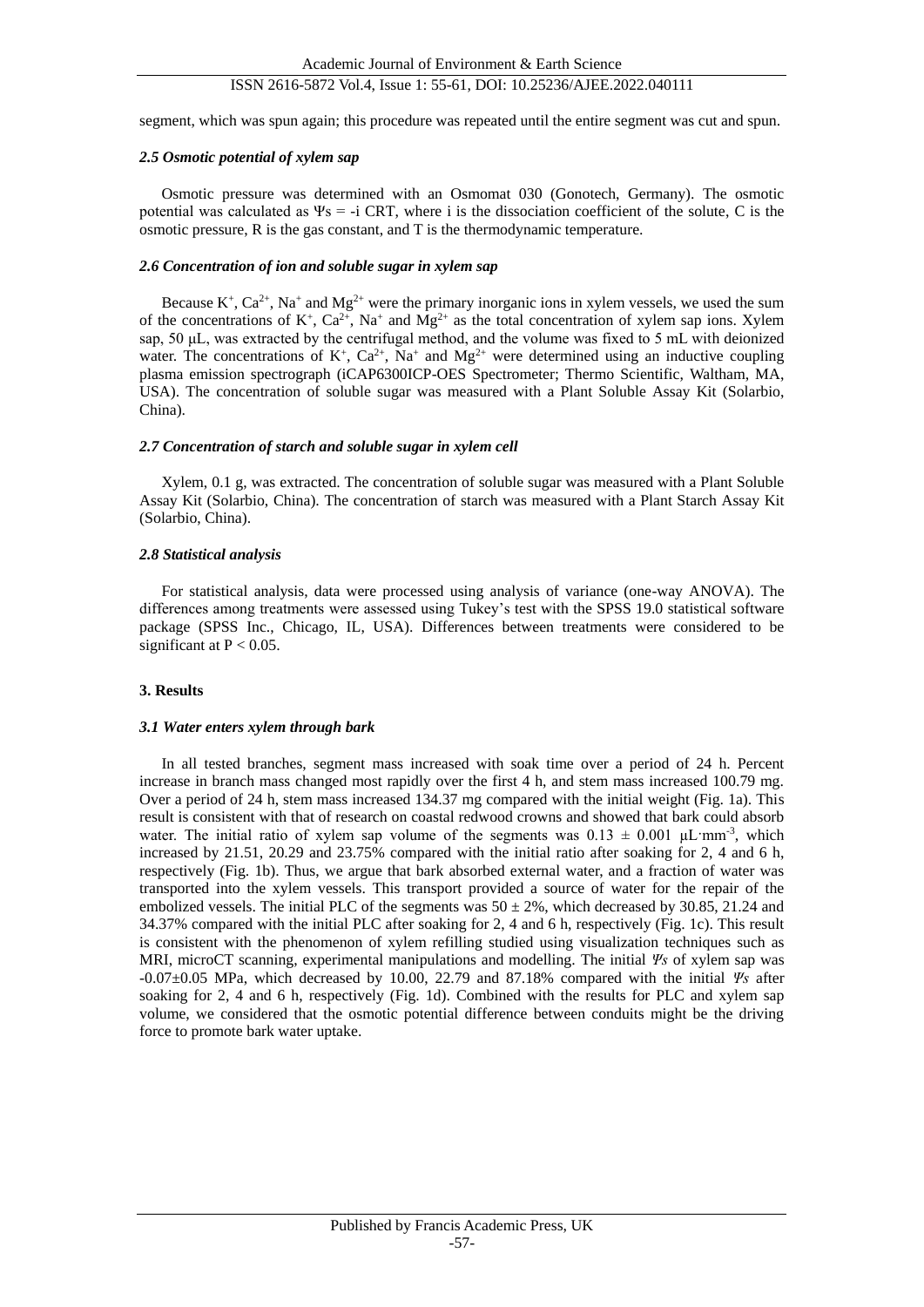segment, which was spun again; this procedure was repeated until the entire segment was cut and spun.

### *2.5 Osmotic potential of xylem sap*

Osmotic pressure was determined with an Osmomat 030 (Gonotech, Germany). The osmotic potential was calculated as $\Psi s = -i\ CRT$, where i is the dissociation coefficient of the solute, C is the osmotic pressure, R is the gas constant, and T is the thermodynamic temperature.

### *2.6 Concentration of ion and soluble sugar in xylem sap*

Because $K^+$, $Ca^{2+}$, $Na^+$ and $Mg^{2+}$ were the primary inorganic ions in xylem vessels, we used the sum of the concentrations of $K^+$, $Ca^{2+}$, $Na^+$ and $Mg^{2+}$ as the total concentration of xylem sap ions. Xylem sap, 50 μL, was extracted by the centrifugal method, and the volume was fixed to 5 mL with deionized water. The concentrations of $K^+$, $Ca^{2+}$, $Na^+$ and $Mg^{2+}$ were determined using an inductive coupling plasma emission spectrograph (iCAP6300ICP-OES Spectrometer; Thermo Scientific, Waltham, MA, USA). The concentration of soluble sugar was measured with a Plant Soluble Assay Kit (Solarbio, China).

### *2.7 Concentration of starch and soluble sugar in xylem cell*

Xylem, 0.1 g, was extracted. The concentration of soluble sugar was measured with a Plant Soluble Assay Kit (Solarbio, China). The concentration of starch was measured with a Plant Starch Assay Kit (Solarbio, China).

### *2.8 Statistical analysis*

For statistical analysis, data were processed using analysis of variance (one-way ANOVA). The differences among treatments were assessed using Tukey's test with the SPSS 19.0 statistical software package (SPSS Inc., Chicago, IL, USA). Differences between treatments were considered to be significant at $P < 0.05$.

## 3. Results

### *3.1 Water enters xylem through bark*

In all tested branches, segment mass increased with soak time over a period of 24 h. Percent increase in branch mass changed most rapidly over the first 4 h, and stem mass increased 100.79 mg. Over a period of 24 h, stem mass increased 134.37 mg compared with the initial weight (Fig. 1a). This result is consistent with that of research on coastal redwood crowns and showed that bark could absorb water. The initial ratio of xylem sap volume of the segments was $0.13 \pm 0.001$ $\mu L \cdot mm^{-3}$, which increased by 21.51, 20.29 and 23.75% compared with the initial ratio after soaking for 2, 4 and 6 h, respectively (Fig. 1b). Thus, we argue that bark absorbed external water, and a fraction of water was transported into the xylem vessels. This transport provided a source of water for the repair of the embolized vessels. The initial PLC of the segments was $50 \pm 2\%$, which decreased by 30.85, 21.24 and 34.37% compared with the initial PLC after soaking for 2, 4 and 6 h, respectively (Fig. 1c). This result is consistent with the phenomenon of xylem refilling studied using visualization techniques such as MRI, microCT scanning, experimental manipulations and modelling. The initial $\Psi s$ of xylem sap was $-0.07 \pm 0.05$ MPa, which decreased by 10.00, 22.79 and 87.18% compared with the initial $\Psi s$ after soaking for 2, 4 and 6 h, respectively (Fig. 1d). Combined with the results for PLC and xylem sap volume, we considered that the osmotic potential difference between conduits might be the driving force to promote bark water uptake.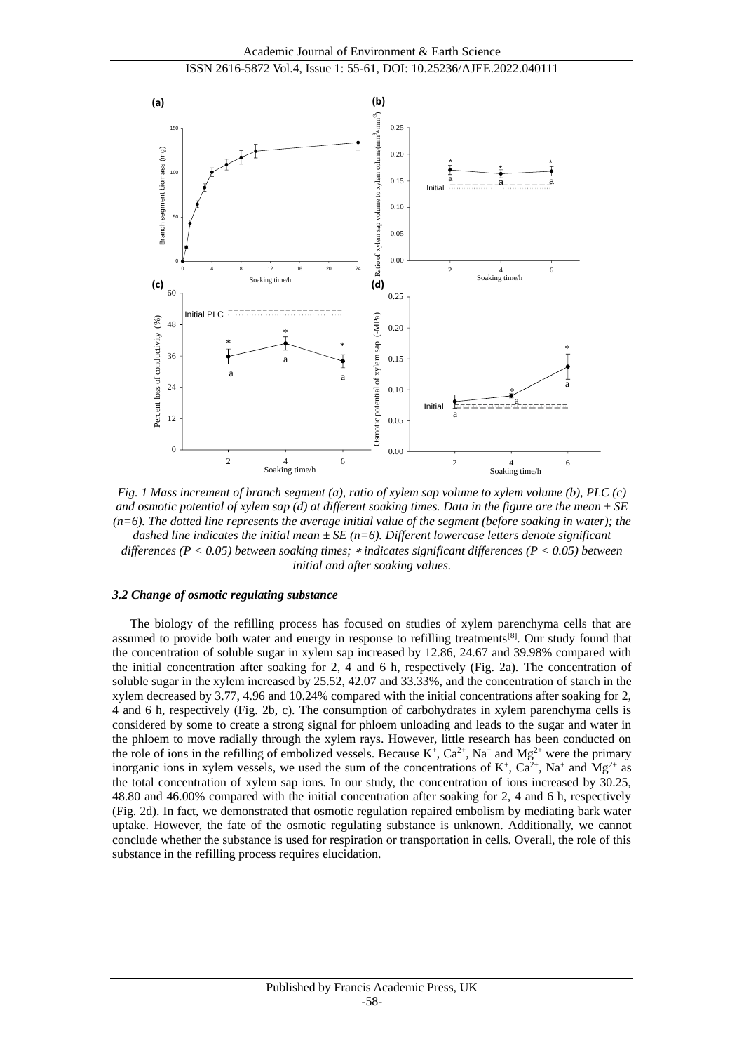*Fig. 1 Mass increment of branch segment (a), ratio of xylem sap volume to xylem volume (b), PLC (c) and osmotic potential of xylem sap (d) at different soaking times. Data in the figure are the mean ± SE (n=6). The dotted line represents the average initial value of the segment (before soaking in water); the dashed line indicates the initial mean ± SE (n=6). Different lowercase letters denote significant differences (P < 0.05) between soaking times; * indicates significant differences (P < 0.05) between initial and after soaking values.*

### *3.2 Change of osmotic regulating substance*

The biology of the refilling process has focused on studies of xylem parenchyma cells that are assumed to provide both water and energy in response to refilling treatments[8]. Our study found that the concentration of soluble sugar in xylem sap increased by 12.86, 24.67 and 39.98% compared with the initial concentration after soaking for 2, 4 and 6 h, respectively (Fig. 2a). The concentration of soluble sugar in the xylem increased by 25.52, 42.07 and 33.33%, and the concentration of starch in the xylem decreased by 3.77, 4.96 and 10.24% compared with the initial concentrations after soaking for 2, 4 and 6 h, respectively (Fig. 2b, c). The consumption of carbohydrates in xylem parenchyma cells is considered by some to create a strong signal for phloem unloading and leads to the sugar and water in the phloem to move radially through the xylem rays. However, little research has been conducted on the role of ions in the refilling of embolized vessels. Because $K^+$, $Ca^{2+}$, $Na^+$ and $Mg^{2+}$ were the primary inorganic ions in xylem vessels, we used the sum of the concentrations of $K^+$, $Ca^{2+}$, $Na^+$ and $Mg^{2+}$ as the total concentration of xylem sap ions. In our study, the concentration of ions increased by 30.25, 48.80 and 46.00% compared with the initial concentration after soaking for 2, 4 and 6 h, respectively (Fig. 2d). In fact, we demonstrated that osmotic regulation repaired embolism by mediating bark water uptake. However, the fate of the osmotic regulating substance is unknown. Additionally, we cannot conclude whether the substance is used for respiration or transportation in cells. Overall, the role of this substance in the refilling process requires elucidation.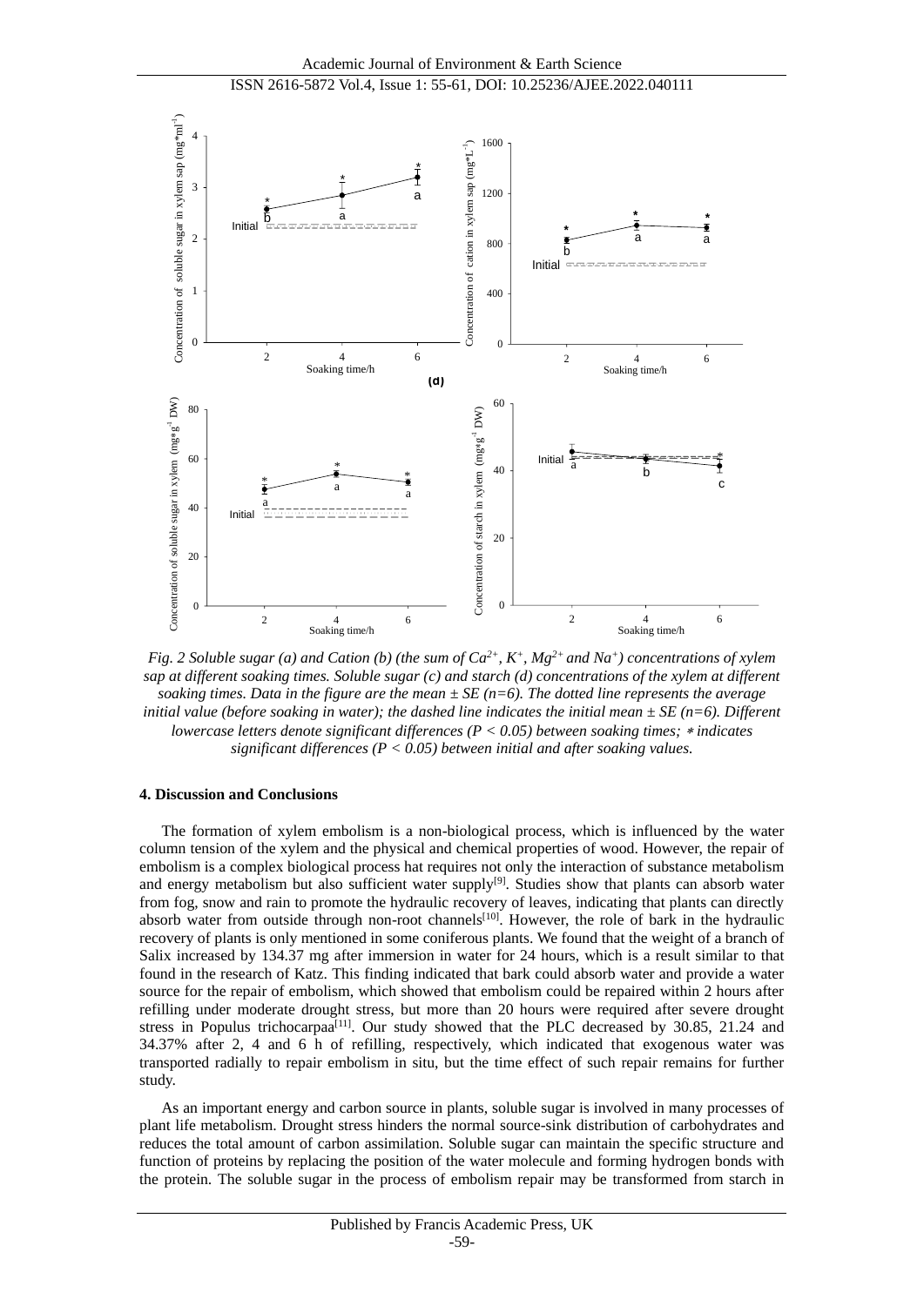Fig. 2 Soluble sugar (a) and Cation (b) (the sum of $Ca^{2+}$, $K^+$, $Mg^{2+}$ and $Na^+$) concentrations of xylem sap at different soaking times. Soluble sugar (c) and starch (d) concentrations of the xylem at different soaking times. Data in the figure are the mean ± SE (n=6). The dotted line represents the average initial value (before soaking in water); the dashed line indicates the initial mean ± SE (n=6). Different lowercase letters denote significant differences ($P < 0.05$) between soaking times; * indicates significant differences ($P < 0.05$) between initial and after soaking values.

## 4. Discussion and Conclusions

The formation of xylem embolism is a non-biological process, which is influenced by the water column tension of the xylem and the physical and chemical properties of wood. However, the repair of embolism is a complex biological process hat requires not only the interaction of substance metabolism and energy metabolism but also sufficient water supply[9]. Studies show that plants can absorb water from fog, snow and rain to promote the hydraulic recovery of leaves, indicating that plants can directly absorb water from outside through non-root channels[10]. However, the role of bark in the hydraulic recovery of plants is only mentioned in some coniferous plants. We found that the weight of a branch of Salix increased by 134.37 mg after immersion in water for 24 hours, which is a result similar to that found in the research of Katz. This finding indicated that bark could absorb water and provide a water source for the repair of embolism, which showed that embolism could be repaired within 2 hours after refilling under moderate drought stress, but more than 20 hours were required after severe drought stress in Populus trichocarpaa[11]. Our study showed that the PLC decreased by 30.85, 21.24 and 34.37% after 2, 4 and 6 h of refilling, respectively, which indicated that exogenous water was transported radially to repair embolism in situ, but the time effect of such repair remains for further study.

As an important energy and carbon source in plants, soluble sugar is involved in many processes of plant life metabolism. Drought stress hinders the normal source-sink distribution of carbohydrates and reduces the total amount of carbon assimilation. Soluble sugar can maintain the specific structure and function of proteins by replacing the position of the water molecule and forming hydrogen bonds with the protein. The soluble sugar in the process of embolism repair may be transformed from starch in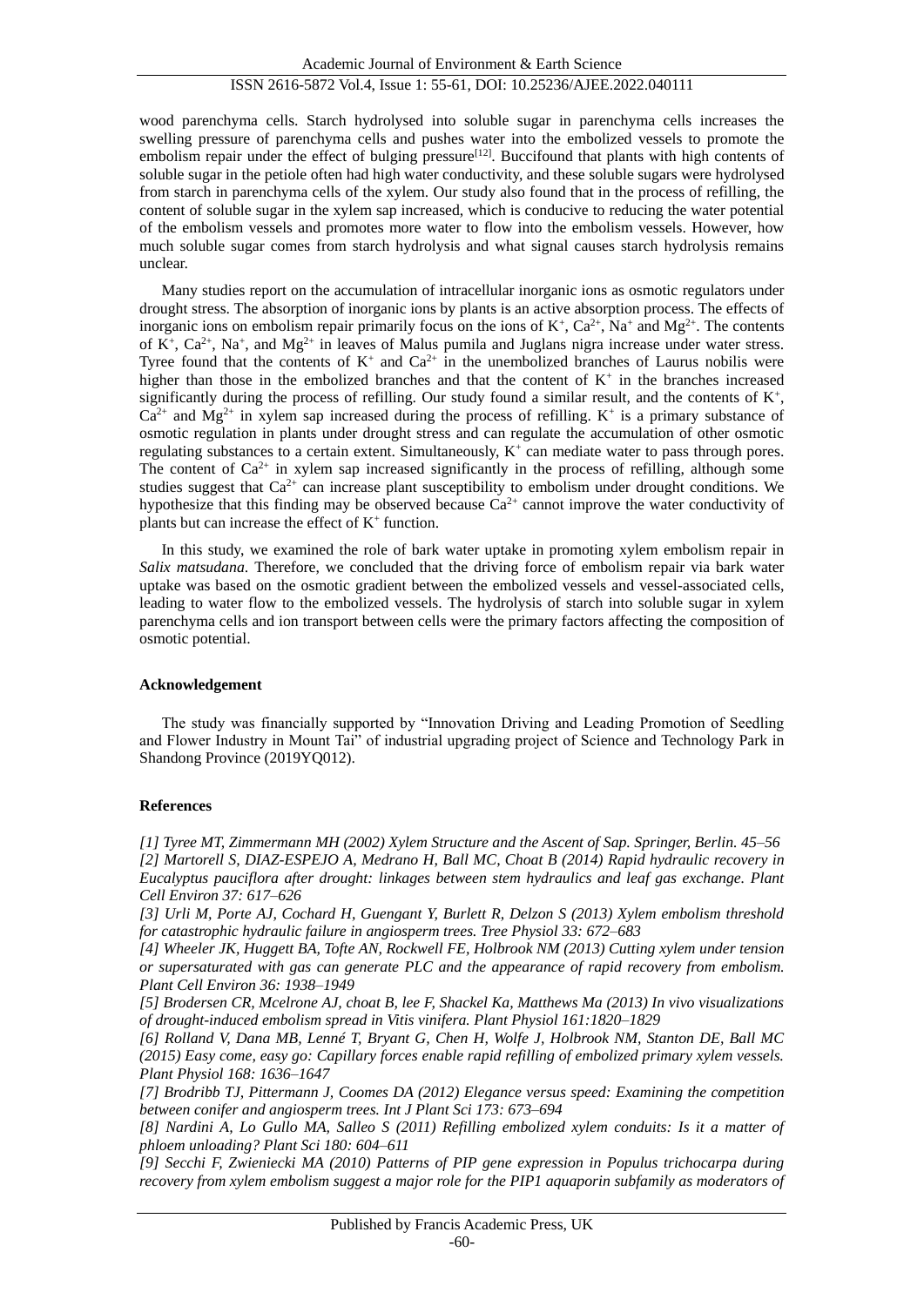wood parenchyma cells. Starch hydrolysed into soluble sugar in parenchyma cells increases the swelling pressure of parenchyma cells and pushes water into the embolized vessels to promote the embolism repair under the effect of bulging pressure[12]. Buccifound that plants with high contents of soluble sugar in the petiole often had high water conductivity, and these soluble sugars were hydrolysed from starch in parenchyma cells of the xylem. Our study also found that in the process of refilling, the content of soluble sugar in the xylem sap increased, which is conducive to reducing the water potential of the embolism vessels and promotes more water to flow into the embolism vessels. However, how much soluble sugar comes from starch hydrolysis and what signal causes starch hydrolysis remains unclear.

Many studies report on the accumulation of intracellular inorganic ions as osmotic regulators under drought stress. The absorption of inorganic ions by plants is an active absorption process. The effects of inorganic ions on embolism repair primarily focus on the ions of $K^+$, $Ca^{2+}$, $Na^+$ and $Mg^{2+}$. The contents of $K^+$, $Ca^{2+}$, $Na^+$, and $Mg^{2+}$ in leaves of Malus pumila and Juglans nigra increase under water stress. Tyree found that the contents of $K^+$ and $Ca^{2+}$ in the unembolized branches of Laurus nobilis were higher than those in the embolized branches and that the content of $K^+$ in the branches increased significantly during the process of refilling. Our study found a similar result, and the contents of $K^+$, $Ca^{2+}$ and $Mg^{2+}$ in xylem sap increased during the process of refilling. $K^+$ is a primary substance of osmotic regulation in plants under drought stress and can regulate the accumulation of other osmotic regulating substances to a certain extent. Simultaneously, $K^+$ can mediate water to pass through pores. The content of $Ca^{2+}$ in xylem sap increased significantly in the process of refilling, although some studies suggest that $Ca^{2+}$ can increase plant susceptibility to embolism under drought conditions. We hypothesize that this finding may be observed because $Ca^{2+}$ cannot improve the water conductivity of plants but can increase the effect of $K^+$ function.

In this study, we examined the role of bark water uptake in promoting xylem embolism repair in *Salix matsudana*. Therefore, we concluded that the driving force of embolism repair via bark water uptake was based on the osmotic gradient between the embolized vessels and vessel-associated cells, leading to water flow to the embolized vessels. The hydrolysis of starch into soluble sugar in xylem parenchyma cells and ion transport between cells were the primary factors affecting the composition of osmotic potential.

## Acknowledgement

The study was financially supported by "Innovation Driving and Leading Promotion of Seedling and Flower Industry in Mount Tai" of industrial upgrading project of Science and Technology Park in Shandong Province (2019YQ012).

## References

*[1] Tyree MT, Zimmermann MH (2002) Xylem Structure and the Ascent of Sap. Springer, Berlin. 45–56*

*[2] Martorell S, DIAZ-ESPEJO A, Medrano H, Ball MC, Choat B (2014) Rapid hydraulic recovery in Eucalyptus pauciflora after drought: linkages between stem hydraulics and leaf gas exchange. Plant Cell Environ 37: 617–626*

*[3] Urli M, Porte AJ, Cochard H, Guengant Y, Burlett R, Delzon S (2013) Xylem embolism threshold for catastrophic hydraulic failure in angiosperm trees. Tree Physiol 33: 672–683*

*[4] Wheeler JK, Huggett BA, Tofte AN, Rockwell FE, Holbrook NM (2013) Cutting xylem under tension or supersaturated with gas can generate PLC and the appearance of rapid recovery from embolism. Plant Cell Environ 36: 1938–1949*

*[5] Brodersen CR, Mcelrone AJ, choat B, lee F, Shackel Ka, Matthews Ma (2013) In vivo visualizations of drought-induced embolism spread in Vitis vinifera. Plant Physiol 161:1820–1829*

*[6] Rolland V, Dana MB, Lenné T, Bryant G, Chen H, Wolfe J, Holbrook NM, Stanton DE, Ball MC (2015) Easy come, easy go: Capillary forces enable rapid refilling of embolized primary xylem vessels. Plant Physiol 168: 1636–1647*

*[7] Brodribb TJ, Pittermann J, Coomes DA (2012) Elegance versus speed: Examining the competition between conifer and angiosperm trees. Int J Plant Sci 173: 673–694*

*[8] Nardini A, Lo Gullo MA, Salleo S (2011) Refilling embolized xylem conduits: Is it a matter of phloem unloading? Plant Sci 180: 604–611*

*[9] Secchi F, Zwieniecki MA (2010) Patterns of PIP gene expression in Populus trichocarpa during recovery from xylem embolism suggest a major role for the PIP1 aquaporin subfamily as moderators of*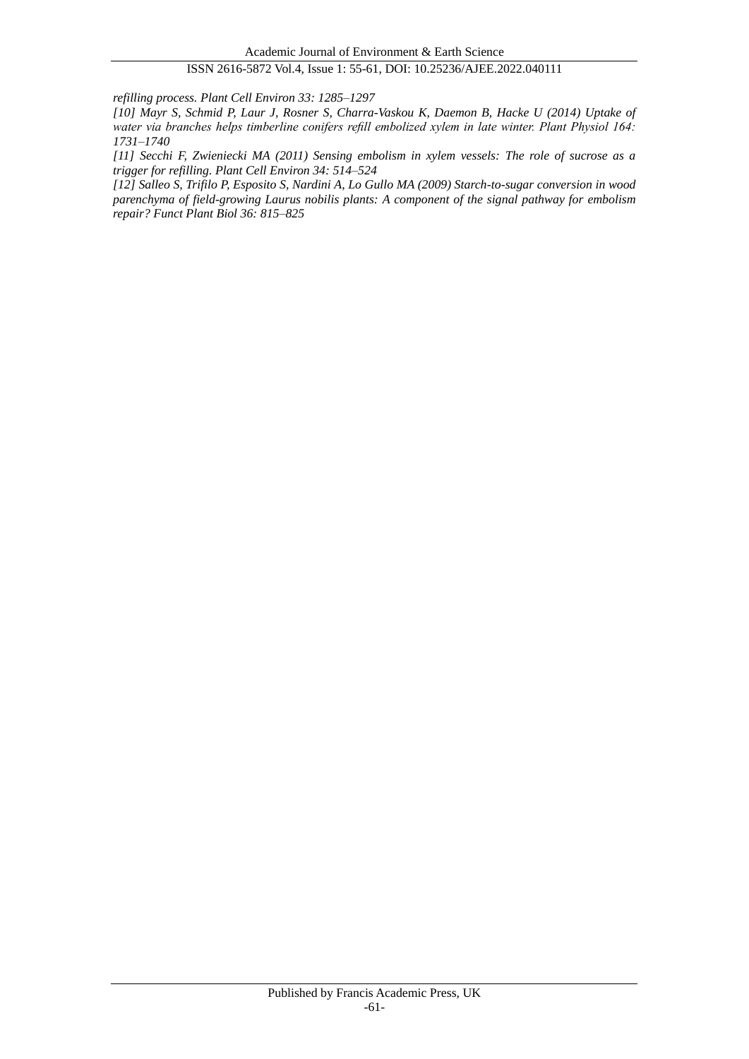*refilling process. Plant Cell Environ 33: 1285–1297*

*[10] Mayr S, Schmid P, Laur J, Rosner S, Charra-Vaskou K, Daemon B, Hacke U (2014) Uptake of water via branches helps timberline conifers refill embolized xylem in late winter. Plant Physiol 164: 1731–1740*

*[11] Secchi F, Zwieniecki MA (2011) Sensing embolism in xylem vessels: The role of sucrose as a trigger for refilling. Plant Cell Environ 34: 514–524*

*[12] Salleo S, Trifilo P, Esposito S, Nardini A, Lo Gullo MA (2009) Starch-to-sugar conversion in wood parenchyma of field-growing Laurus nobilis plants: A component of the signal pathway for embolism repair? Funct Plant Biol 36: 815–825*